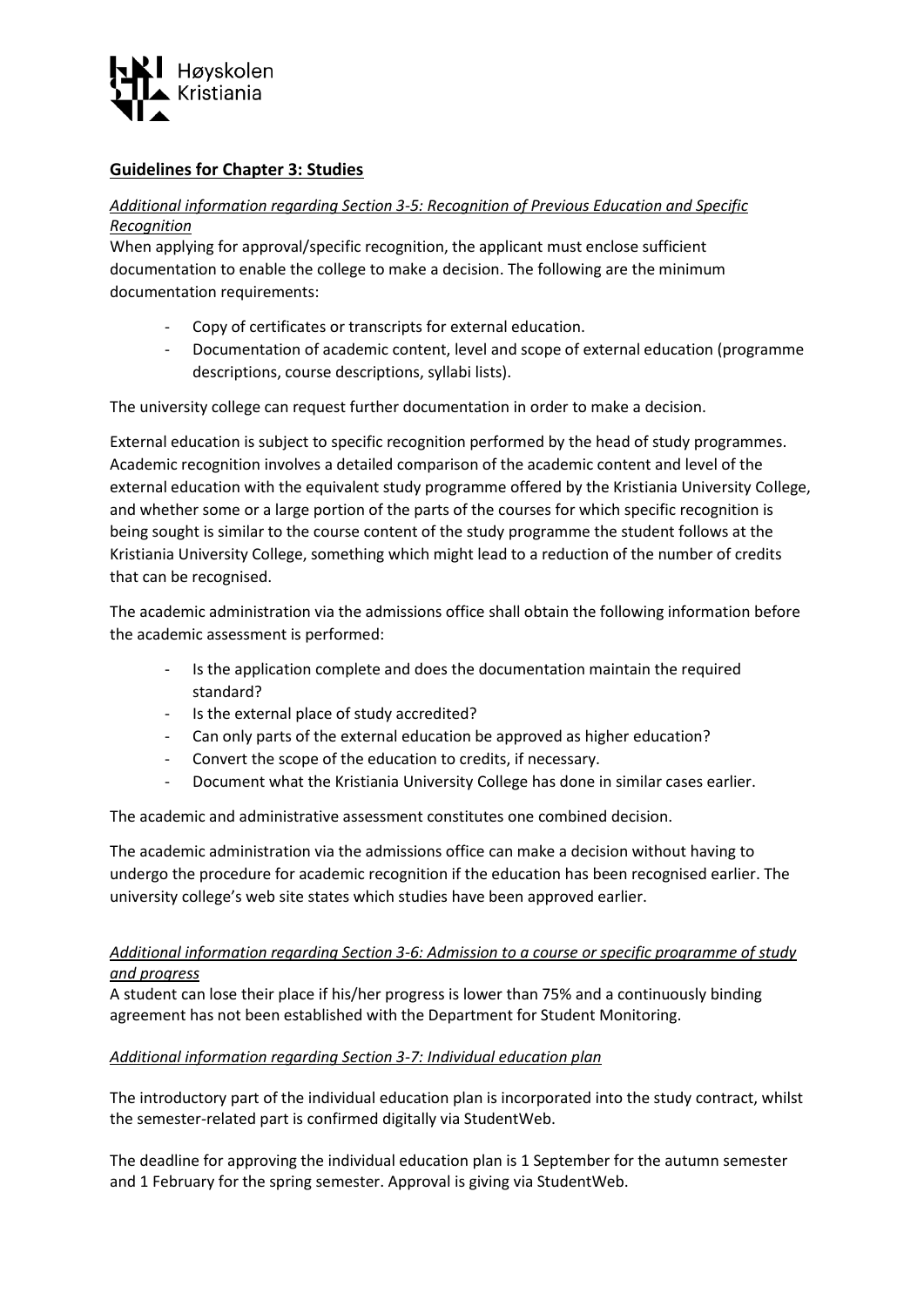## Guidelines for Chapter 3: Studies

### *Additional information regarding Section 3-5: Recognition of Previous Education and Specific Recognition*

When applying for approval/specific recognition, the applicant must enclose sufficient documentation to enable the college to make a decision. The following are the minimum documentation requirements:

- Copy of certificates or transcripts for external education.
- Documentation of academic content, level and scope of external education (programme descriptions, course descriptions, syllabi lists).

The university college can request further documentation in order to make a decision.

External education is subject to specific recognition performed by the head of study programmes. Academic recognition involves a detailed comparison of the academic content and level of the external education with the equivalent study programme offered by the Kristiania University College, and whether some or a large portion of the parts of the courses for which specific recognition is being sought is similar to the course content of the study programme the student follows at the Kristiania University College, something which might lead to a reduction of the number of credits that can be recognised.

The academic administration via the admissions office shall obtain the following information before the academic assessment is performed:

- Is the application complete and does the documentation maintain the required standard?
- Is the external place of study accredited?
- Can only parts of the external education be approved as higher education?
- Convert the scope of the education to credits, if necessary.
- Document what the Kristiania University College has done in similar cases earlier.

The academic and administrative assessment constitutes one combined decision.

The academic administration via the admissions office can make a decision without having to undergo the procedure for academic recognition if the education has been recognised earlier. The university college's web site states which studies have been approved earlier.

### *Additional information regarding Section 3-6: Admission to a course or specific programme of study and progress*

A student can lose their place if his/her progress is lower than 75% and a continuously binding agreement has not been established with the Department for Student Monitoring.

### *Additional information regarding Section 3-7: Individual education plan*

The introductory part of the individual education plan is incorporated into the study contract, whilst the semester-related part is confirmed digitally via StudentWeb.

The deadline for approving the individual education plan is 1 September for the autumn semester and 1 February for the spring semester. Approval is giving via StudentWeb.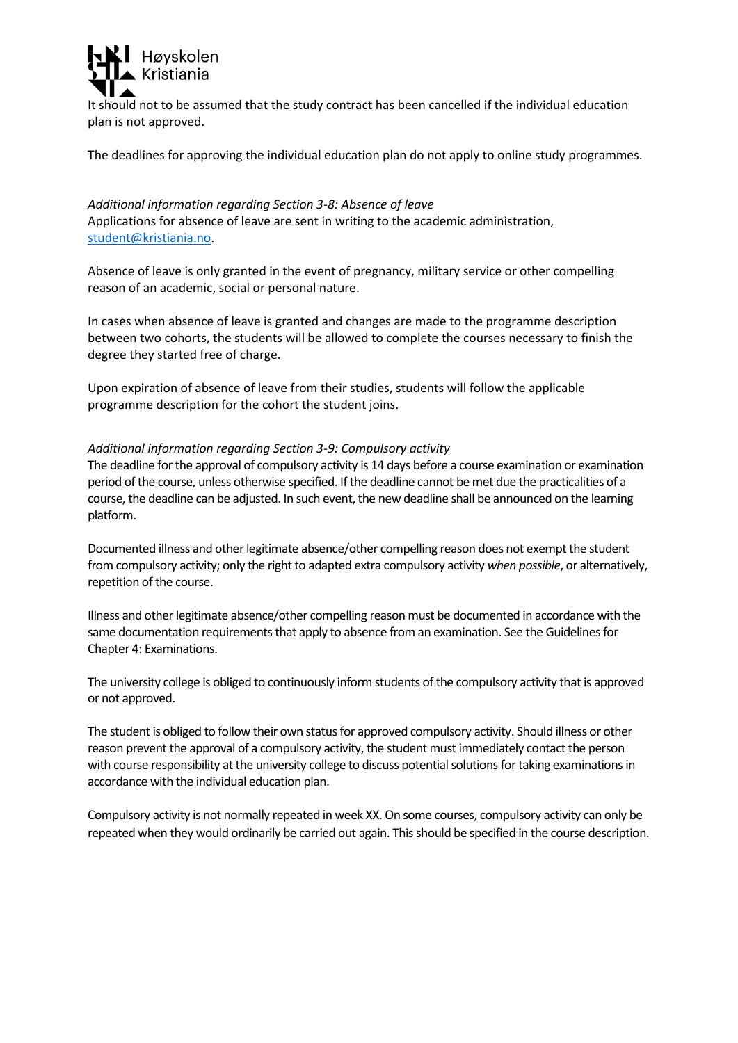It should not to be assumed that the study contract has been cancelled if the individual education plan is not approved.

The deadlines for approving the individual education plan do not apply to online study programmes.

*Additional information regarding Section 3-8: Absence of leave*

Applications for absence of leave are sent in writing to the academic administration, student@kristiania.no.

Absence of leave is only granted in the event of pregnancy, military service or other compelling reason of an academic, social or personal nature.

In cases when absence of leave is granted and changes are made to the programme description between two cohorts, the students will be allowed to complete the courses necessary to finish the degree they started free of charge.

Upon expiration of absence of leave from their studies, students will follow the applicable programme description for the cohort the student joins.

*Additional information regarding Section 3-9: Compulsory activity*

The deadline for the approval of compulsory activity is 14 days before a course examination or examination period of the course, unless otherwise specified. If the deadline cannot be met due the practicalities of a course, the deadline can be adjusted. In such event, the new deadline shall be announced on the learning platform.

Documented illness and other legitimate absence/other compelling reason does not exempt the student from compulsory activity; only the right to adapted extra compulsory activity *when possible*, or alternatively, repetition of the course.

Illness and other legitimate absence/other compelling reason must be documented in accordance with the same documentation requirements that apply to absence from an examination. See the Guidelines for Chapter 4: Examinations.

The university college is obliged to continuously inform students of the compulsory activity that is approved or not approved.

The student is obliged to follow their own status for approved compulsory activity. Should illness or other reason prevent the approval of a compulsory activity, the student must immediately contact the person with course responsibility at the university college to discuss potential solutions for taking examinations in accordance with the individual education plan.

Compulsory activity is not normally repeated in week XX. On some courses, compulsory activity can only be repeated when they would ordinarily be carried out again. This should be specified in the course description.